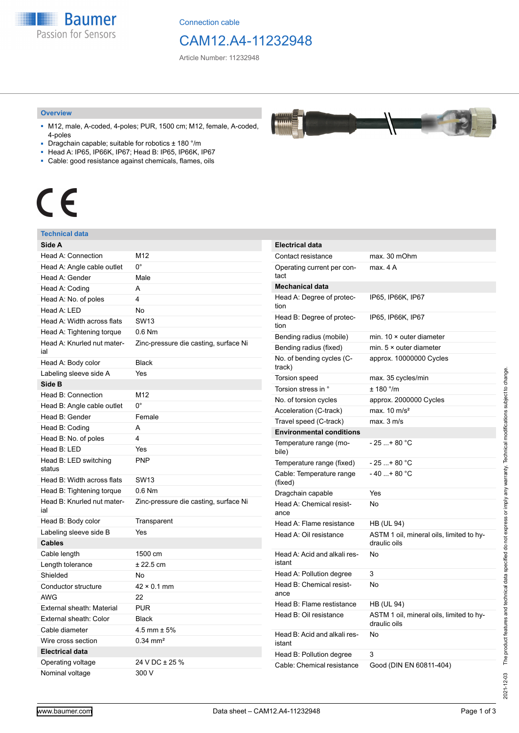Connection cable

# CAM12.A4-11232948

Article Number: 11232948

## Overview

- M12, male, A-coded, 4-poles; PUR, 1500 cm; M12, female, A-coded, 4-poles
- Dragchain capable; suitable for robotics ± 180 °/m
- Head A: IP65, IP66K, IP67; Head B: IP65, IP66K, IP67
- Cable: good resistance against chemicals, flames, oils

CE

## Technical data

| Side A | |
|---|---|
| Head A: Connection | M12 |
| Head A: Angle cable outlet | 0° |
| Head A: Gender | Male |
| Head A: Coding | A |
| Head A: No. of poles | 4 |
| Head A: LED | No |
| Head A: Width across flats | SW13 |
| Head A: Tightening torque | 0.6 Nm |
| Head A: Knurled nut material | Zinc-pressure die casting, surface Ni |
| Head A: Body color | Black |
| Labeling sleeve side A | Yes |
| **Side B** | |
| Head B: Connection | M12 |
| Head B: Angle cable outlet | 0° |
| Head B: Gender | Female |
| Head B: Coding | A |
| Head B: No. of poles | 4 |
| Head B: LED | Yes |
| Head B: LED switching status | PNP |
| Head B: Width across flats | SW13 |
| Head B: Tightening torque | 0.6 Nm |
| Head B: Knurled nut material | Zinc-pressure die casting, surface Ni |
| Head B: Body color | Transparent |
| Labeling sleeve side B | Yes |
| **Cables** | |
| Cable length | 1500 cm |
| Length tolerance | ± 22.5 cm |
| Shielded | No |
| Conductor structure | 42 × 0.1 mm |
| AWG | 22 |
| External sheath: Material | PUR |
| External sheath: Color | Black |
| Cable diameter | 4.5 mm ± 5% |
| Wire cross section | 0.34 mm² |
| **Electrical data** | |
| Operating voltage | 24 V DC ± 25 % |
| Nominal voltage | 300 V |

| Electrical data | |
|---|---|
| Contact resistance | max. 30 mOhm |
| Operating current per contact | max. 4 A |
| **Mechanical data** | |
| Head A: Degree of protection | IP65, IP66K, IP67 |
| Head B: Degree of protection | IP65, IP66K, IP67 |
| Bending radius (mobile) | min. 10 × outer diameter |
| Bending radius (fixed) | min. 5 × outer diameter |
| No. of bending cycles (C-track) | approx. 10000000 Cycles |
| Torsion speed | max. 35 cycles/min |
| Torsion stress in ° | ± 180 °/m |
| No. of torsion cycles | approx. 2000000 Cycles |
| Acceleration (C-track) | max. 10 m/s² |
| Travel speed (C-track) | max. 3 m/s |
| **Environmental conditions** | |
| Temperature range (mobile) | - 25 ...+ 80 °C |
| Temperature range (fixed) | - 25 ...+ 80 °C |
| Cable: Temperature range (fixed) | - 40 ...+ 80 °C |
| Dragchain capable | Yes |
| Head A: Chemical resistance | No |
| Head A: Flame resistance | HB (UL 94) |
| Head A: Oil resistance | ASTM 1 oil, mineral oils, limited to hydraulic oils |
| Head A: Acid and alkali resistant | No |
| Head A: Pollution degree | 3 |
| Head B: Chemical resistance | No |
| Head B: Flame resistance | HB (UL 94) |
| Head B: Oil resistance | ASTM 1 oil, mineral oils, limited to hydraulic oils |
| Head B: Acid and alkali resistant | No |
| Head B: Pollution degree | 3 |
| Cable: Chemical resistance | Good (DIN EN 60811-404) |

2021-12-03 The product features and technical data specified do not express or imply any warranty. Technical modifications subject to change.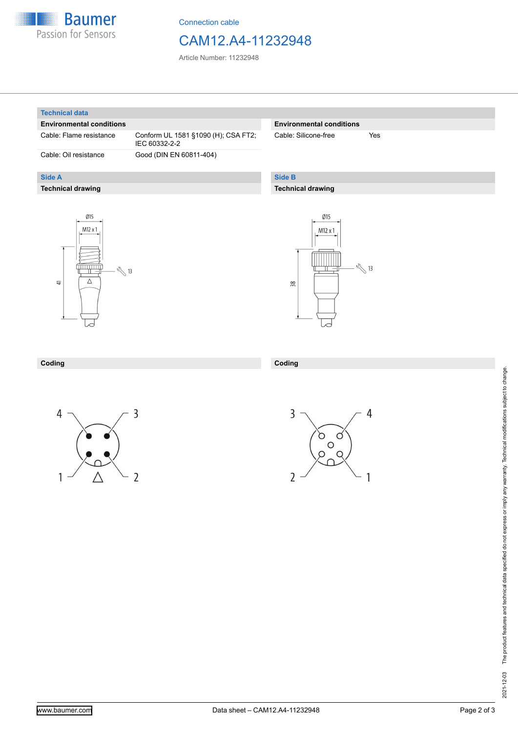Connection cable

# CAM12.A4-11232948

Article Number: 11232948

## Technical data

### Environmental conditions

| | |
|---|---|
| Cable: Flame resistance | Conform UL 1581 §1090 (H); CSA FT2; IEC 60332-2-2 |
| Cable: Oil resistance | Good (DIN EN 60811-404) |

### Environmental conditions

| | |
|---|---|
| Cable: Silicone-free | Yes |

## Side A

### Technical drawing

Ø15

M12 x 1

41

13

### Coding

4 3

1 2

## Side B

### Technical drawing

Ø15

M12 x 1

38

13

### Coding

3 4

2 1

2021-12-03 The product features and technical data specified do not express or imply any warranty. Technical modifications subject to change.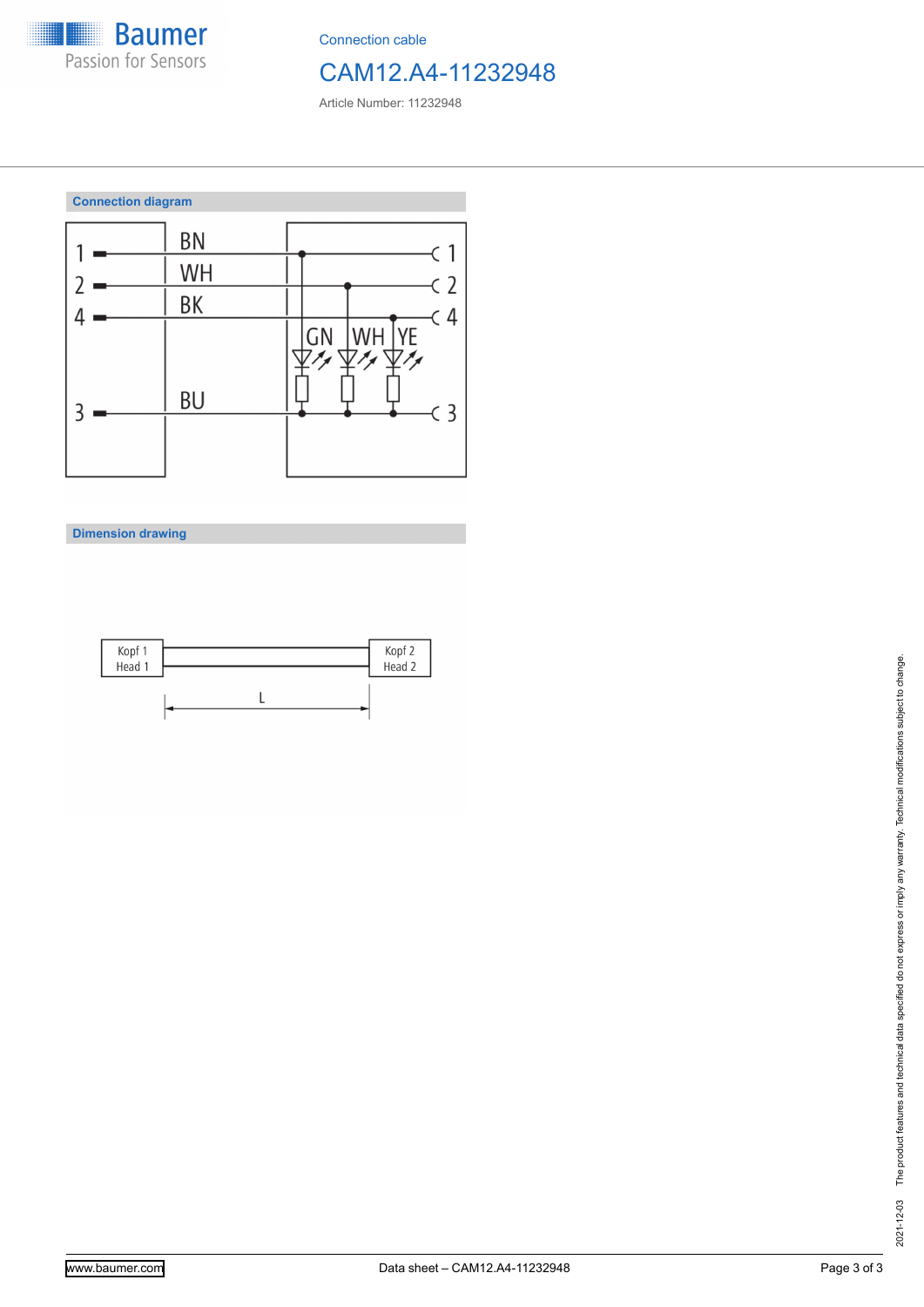## Connection diagram

1 BN 1
2 WH 2
4 BK 4
GN WH YE
3 BU 3

## Dimension drawing

Kopf 1
Head 1

Kopf 2
Head 2

L